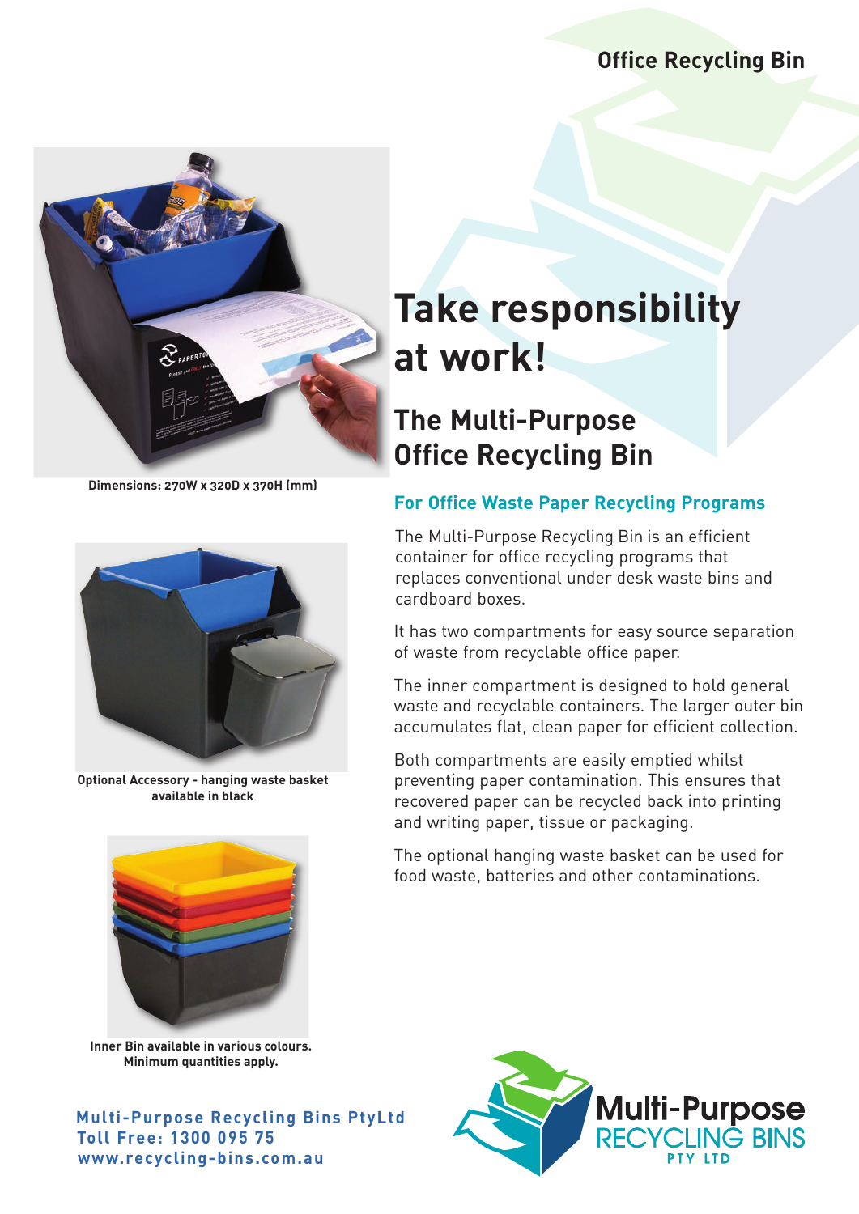Office Recycling Bin

# Take responsibility at work!

## The Multi-Purpose Office Recycling Bin

Dimensions: 270W x 320D x 370H (mm)

### For Office Waste Paper Recycling Programs

The Multi-Purpose Recycling Bin is an efficient container for office recycling programs that replaces conventional under desk waste bins and cardboard boxes.

It has two compartments for easy source separation of waste from recyclable office paper.

The inner compartment is designed to hold general waste and recyclable containers. The larger outer bin accumulates flat, clean paper for efficient collection.

Both compartments are easily emptied whilst preventing paper contamination. This ensures that recovered paper can be recycled back into printing and writing paper, tissue or packaging.

The optional hanging waste basket can be used for food waste, batteries and other contaminations.

**Optional Accessory - hanging waste basket available in black**

**Inner Bin available in various colours. Minimum quantities apply.**

**Multi-Purpose Recycling Bins PtyLtd**
**Toll Free: 1300 095 75**
**www.recycling-bins.com.au**

Multi-Purpose RECYCLING BINS PTY LTD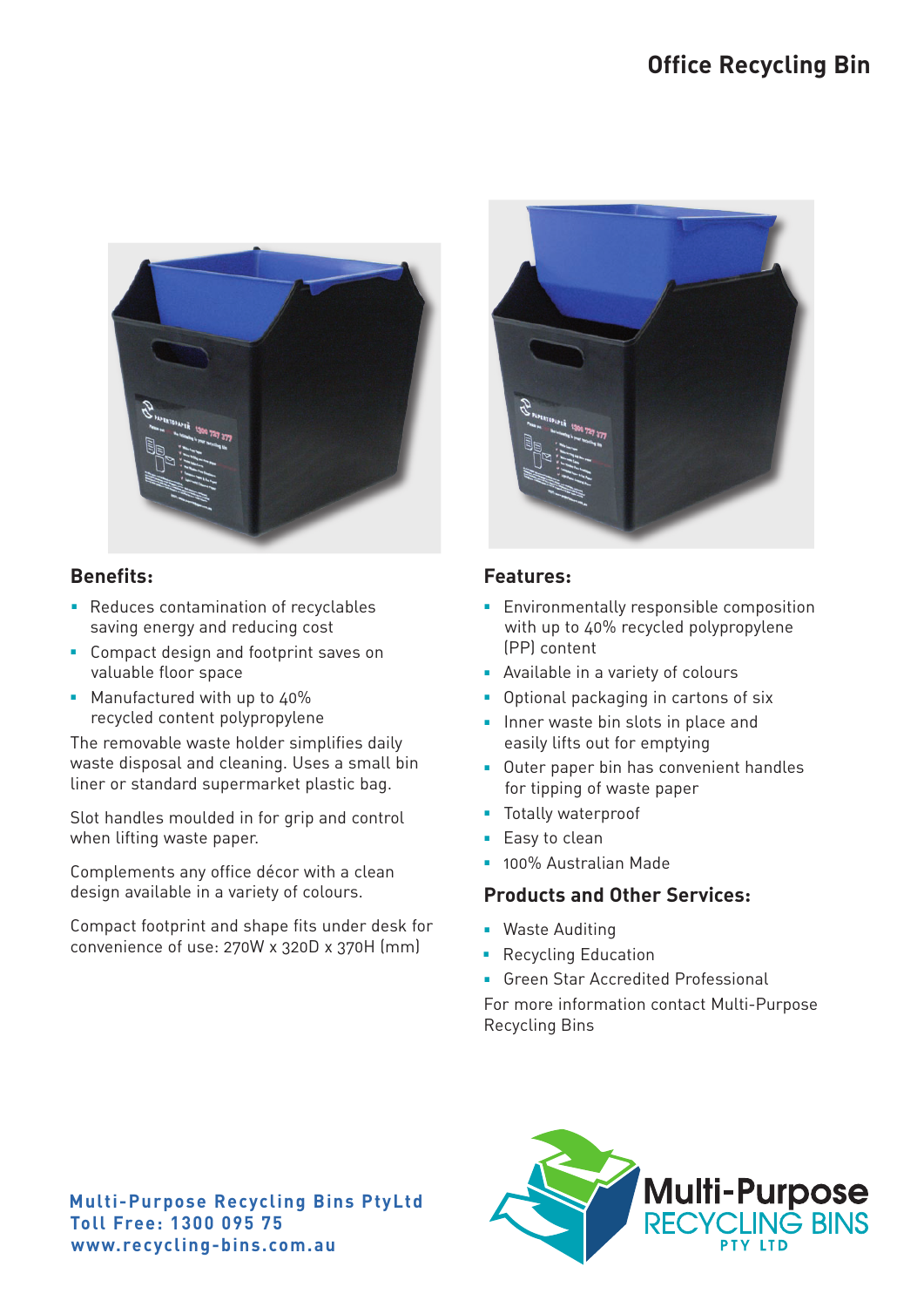# Office Recycling Bin

## Benefits:

- Reduces contamination of recyclables saving energy and reducing cost
- Compact design and footprint saves on valuable floor space
- Manufactured with up to 40% recycled content polypropylene

The removable waste holder simplifies daily waste disposal and cleaning. Uses a small bin liner or standard supermarket plastic bag.

Slot handles moulded in for grip and control when lifting waste paper.

Complements any office décor with a clean design available in a variety of colours.

Compact footprint and shape fits under desk for convenience of use: 270W x 320D x 370H (mm)

## Features:

- Environmentally responsible composition with up to 40% recycled polypropylene (PP) content
- Available in a variety of colours
- Optional packaging in cartons of six
- Inner waste bin slots in place and easily lifts out for emptying
- Outer paper bin has convenient handles for tipping of waste paper
- Totally waterproof
- Easy to clean
- 100% Australian Made

## Products and Other Services:

- Waste Auditing
- Recycling Education
- Green Star Accredited Professional

For more information contact Multi-Purpose Recycling Bins

**Multi-Purpose Recycling Bins PtyLtd**
**Toll Free: 1300 095 75**
**www.recycling-bins.com.au**

Multi-Purpose RECYCLING BINS PTY LTD